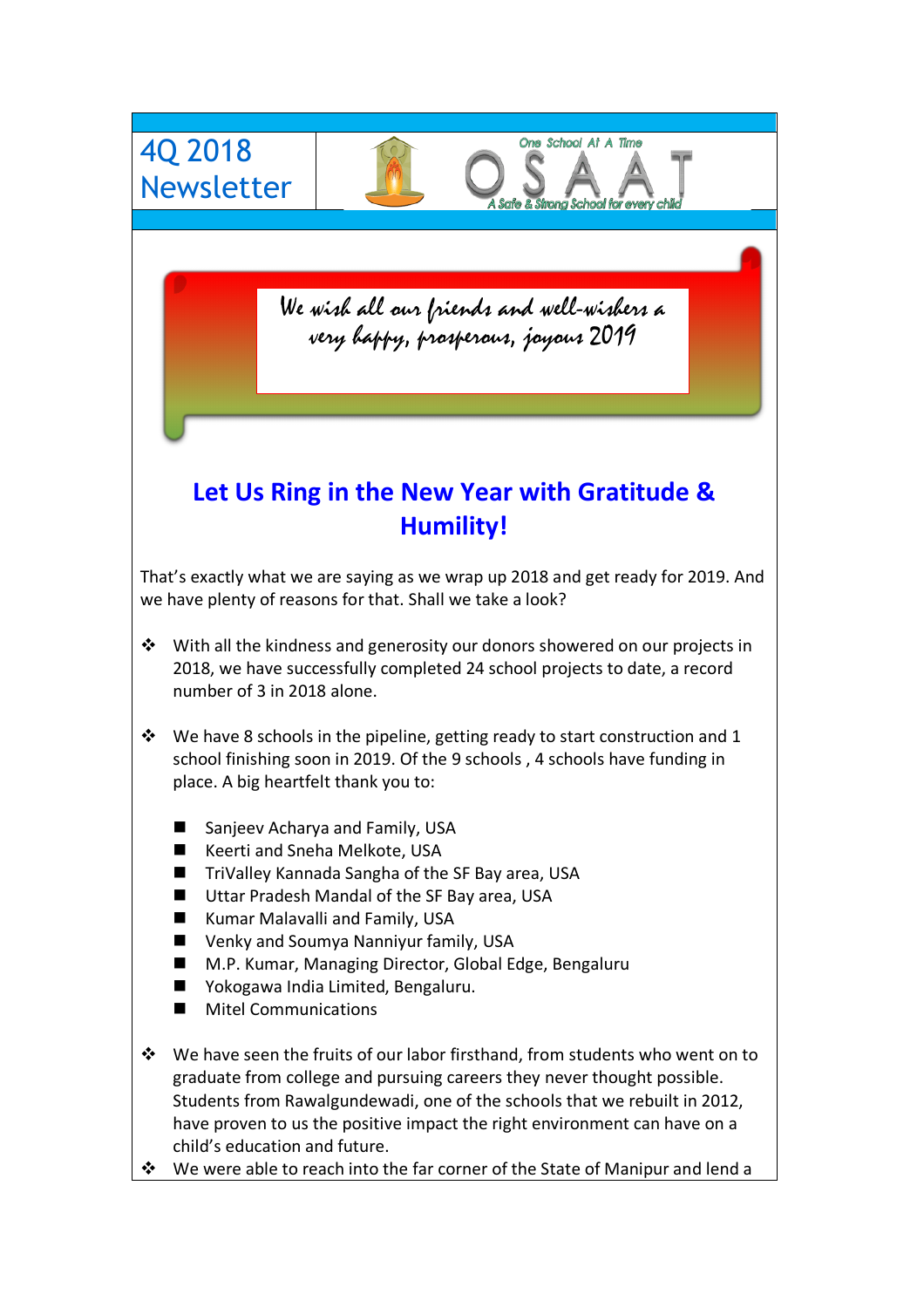# 4Q 2018 Newsletter

One School At A Time

OSAAT

A Safe & Strong School for every child

*We wish all our friends and well-wishers a very happy, prosperous, joyous 2019*

## Let Us Ring in the New Year with Gratitude & Humility!

That's exactly what we are saying as we wrap up 2018 and get ready for 2019. And we have plenty of reasons for that. Shall we take a look?

- With all the kindness and generosity our donors showered on our projects in 2018, we have successfully completed 24 school projects to date, a record number of 3 in 2018 alone.

- We have 8 schools in the pipeline, getting ready to start construction and 1 school finishing soon in 2019. Of the 9 schools , 4 schools have funding in place. A big heartfelt thank you to:

  - Sanjeev Acharya and Family, USA
  - Keerti and Sneha Melkote, USA
  - TriValley Kannada Sangha of the SF Bay area, USA
  - Uttar Pradesh Mandal of the SF Bay area, USA
  - Kumar Malavalli and Family, USA
  - Venky and Soumya Nanniyur family, USA
  - M.P. Kumar, Managing Director, Global Edge, Bengaluru
  - Yokogawa India Limited, Bengaluru.
  - Mitel Communications

- We have seen the fruits of our labor firsthand, from students who went on to graduate from college and pursuing careers they never thought possible. Students from Rawalgundewadi, one of the schools that we rebuilt in 2012, have proven to us the positive impact the right environment can have on a child's education and future.
- We were able to reach into the far corner of the State of Manipur and lend a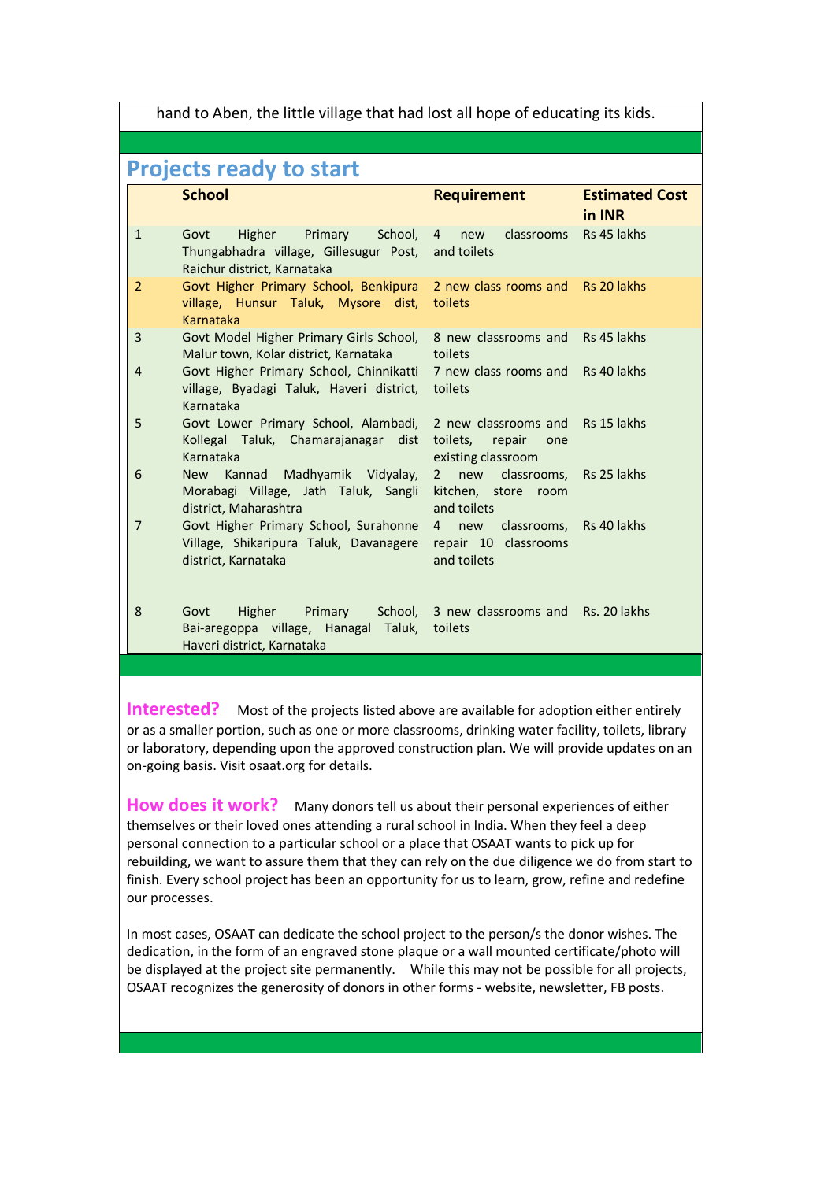hand to Aben, the little village that had lost all hope of educating its kids.

## Projects ready to start

| | School | Requirement | Estimated Cost in INR |
|---|---|---|---|
| 1 | Govt Higher Primary School, Thungabhadra village, Gillesugur Post, Raichur district, Karnataka | 4 new classrooms and toilets | Rs 45 lakhs |
| 2 | Govt Higher Primary School, Benkipura village, Hunsur Taluk, Mysore dist, Karnataka | 2 new class rooms and toilets | Rs 20 lakhs |
| 3 | Govt Model Higher Primary Girls School, Malur town, Kolar district, Karnataka | 8 new classrooms and toilets | Rs 45 lakhs |
| 4 | Govt Higher Primary School, Chinnikatti village, Byadagi Taluk, Haveri district, Karnataka | 7 new class rooms and toilets | Rs 40 lakhs |
| 5 | Govt Lower Primary School, Alambadi, Kollegal Taluk, Chamarajanagar dist Karnataka | 2 new classrooms and toilets, repair one existing classroom | Rs 15 lakhs |
| 6 | New Kannad Madhyamik Vidyalay, Morabagi Village, Jath Taluk, Sangli district, Maharashtra | 2 new classrooms, kitchen, store room and toilets | Rs 25 lakhs |
| 7 | Govt Higher Primary School, Surahonne Village, Shikaripura Taluk, Davanagere district, Karnataka | 4 new classrooms, repair 10 classrooms and toilets | Rs 40 lakhs |
| 8 | Govt Higher Primary School, Bai-aregoppa village, Hanagal Taluk, Haveri district, Karnataka | 3 new classrooms and toilets | Rs. 20 lakhs |

**Interested?** Most of the projects listed above are available for adoption either entirely or as a smaller portion, such as one or more classrooms, drinking water facility, toilets, library or laboratory, depending upon the approved construction plan. We will provide updates on an on-going basis. Visit osaat.org for details.

**How does it work?** Many donors tell us about their personal experiences of either themselves or their loved ones attending a rural school in India. When they feel a deep personal connection to a particular school or a place that OSAAT wants to pick up for rebuilding, we want to assure them that they can rely on the due diligence we do from start to finish. Every school project has been an opportunity for us to learn, grow, refine and redefine our processes.

In most cases, OSAAT can dedicate the school project to the person/s the donor wishes. The dedication, in the form of an engraved stone plaque or a wall mounted certificate/photo will be displayed at the project site permanently. While this may not be possible for all projects, OSAAT recognizes the generosity of donors in other forms - website, newsletter, FB posts.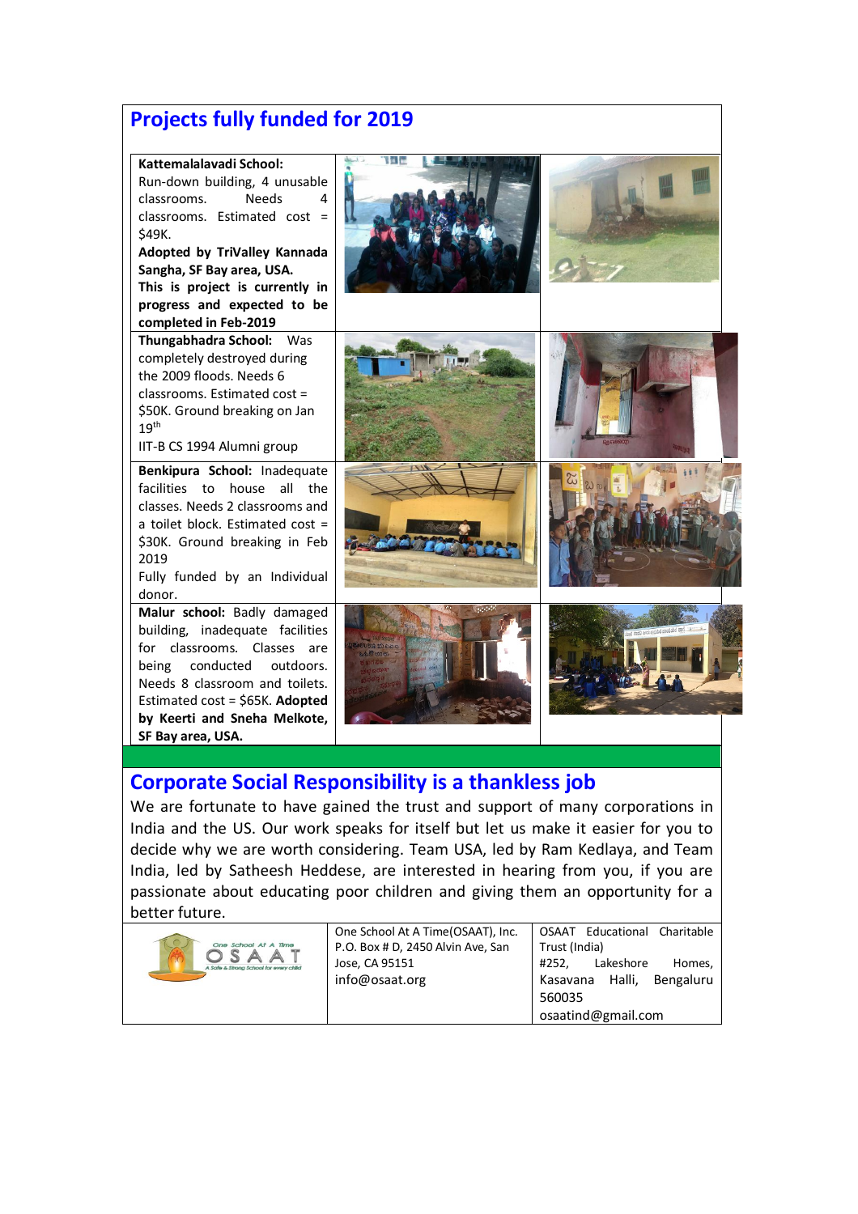## Projects fully funded for 2019

| | | |
|---|---|---|
| **Kattemalalavadi School:** Run-down building, 4 unusable classrooms. Needs 4 classrooms. Estimated cost = $49K. **Adopted by TriValley Kannada Sangha, SF Bay area, USA. This is project is currently in progress and expected to be completed in Feb-2019** | | |
| **Thungabhadra School:** Was completely destroyed during the 2009 floods. Needs 6 classrooms. Estimated cost = $50K. Ground breaking on Jan 19th IIT-B CS 1994 Alumni group | | |
| **Benkipura School:** Inadequate facilities to house all the classes. Needs 2 classrooms and a toilet block. Estimated cost = $30K. Ground breaking in Feb 2019 Fully funded by an Individual donor. | | |
| **Malur school:** Badly damaged building, inadequate facilities for classrooms. Classes are being conducted outdoors. Needs 8 classroom and toilets. Estimated cost = $65K. **Adopted by Keerti and Sneha Melkote, SF Bay area, USA.** | | |

## Corporate Social Responsibility is a thankless job

We are fortunate to have gained the trust and support of many corporations in India and the US. Our work speaks for itself but let us make it easier for you to decide why we are worth considering. Team USA, led by Ram Kedlaya, and Team India, led by Satheesh Heddese, are interested in hearing from you, if you are passionate about educating poor children and giving them an opportunity for a better future.

| | | |
|---|---|---|
| One School At A Time OSAAT A Safe & Strong School for every child | One School At A Time(OSAAT), Inc. P.O. Box # D, 2450 Alvin Ave, San Jose, CA 95151 info@osaat.org | OSAAT Educational Charitable Trust (India) #252, Lakeshore Homes, Kasavana Halli, Bengaluru 560035 osaatind@gmail.com |